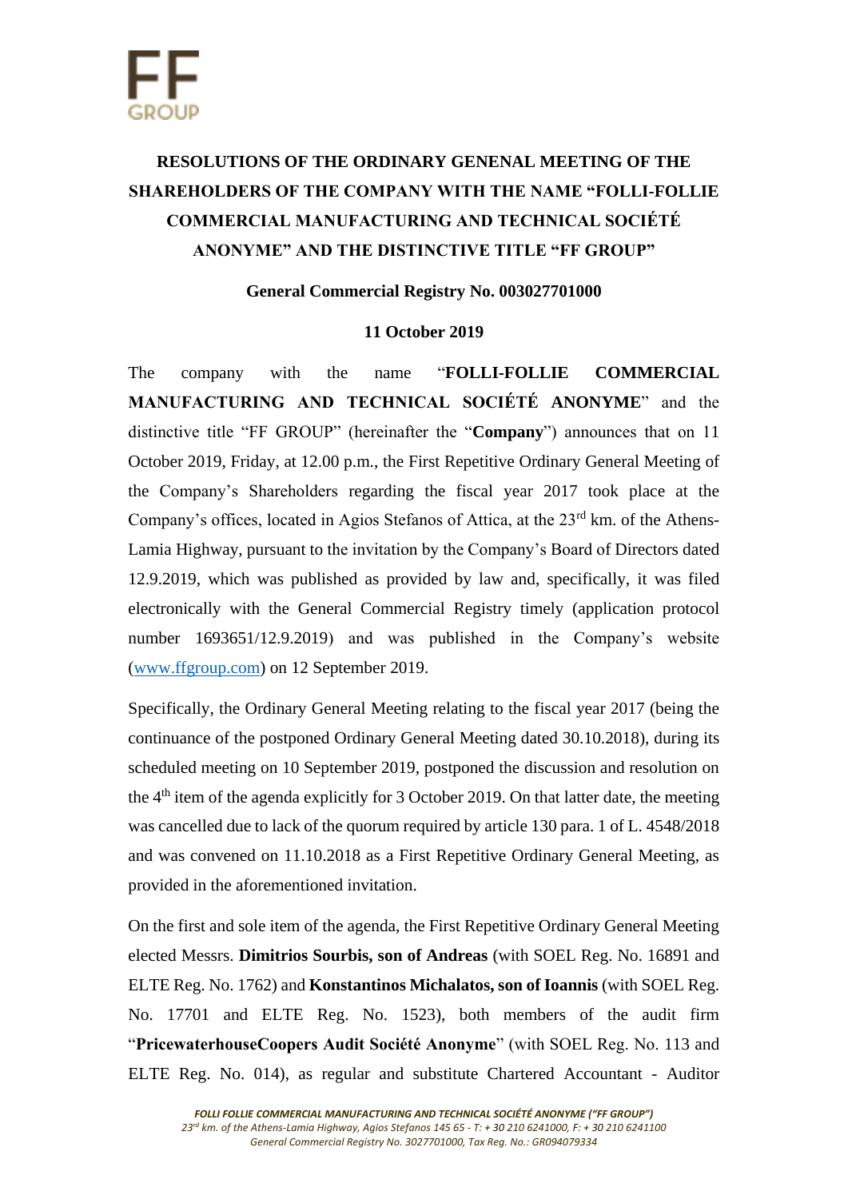FF GROUP

# RESOLUTIONS OF THE ORDINARY GENENAL MEETING OF THE SHAREHOLDERS OF THE COMPANY WITH THE NAME “FOLLI-FOLLIE COMMERCIAL MANUFACTURING AND TECHNICAL SOCIÉTÉ ANONYME” AND THE DISTINCTIVE TITLE “FF GROUP”

**General Commercial Registry No. 003027701000**

**11 October 2019**

The company with the name “**FOLLI-FOLLIE COMMERCIAL MANUFACTURING AND TECHNICAL SOCIÉTÉ ANONYME**” and the distinctive title “FF GROUP” (hereinafter the “**Company**”) announces that on 11 October 2019, Friday, at 12.00 p.m., the First Repetitive Ordinary General Meeting of the Company’s Shareholders regarding the fiscal year 2017 took place at the Company’s offices, located in Agios Stefanos of Attica, at the 23rd km. of the Athens-Lamia Highway, pursuant to the invitation by the Company’s Board of Directors dated 12.9.2019, which was published as provided by law and, specifically, it was filed electronically with the General Commercial Registry timely (application protocol number 1693651/12.9.2019) and was published in the Company’s website (www.ffgroup.com) on 12 September 2019.

Specifically, the Ordinary General Meeting relating to the fiscal year 2017 (being the continuance of the postponed Ordinary General Meeting dated 30.10.2018), during its scheduled meeting on 10 September 2019, postponed the discussion and resolution on the 4th item of the agenda explicitly for 3 October 2019. On that latter date, the meeting was cancelled due to lack of the quorum required by article 130 para. 1 of L. 4548/2018 and was convened on 11.10.2018 as a First Repetitive Ordinary General Meeting, as provided in the aforementioned invitation.

On the first and sole item of the agenda, the First Repetitive Ordinary General Meeting elected Messrs. **Dimitrios Sourbis, son of Andreas** (with SOEL Reg. No. 16891 and ELTE Reg. No. 1762) and **Konstantinos Michalatos, son of Ioannis** (with SOEL Reg. No. 17701 and ELTE Reg. No. 1523), both members of the audit firm “**PricewaterhouseCoopers Audit Société Anonyme**” (with SOEL Reg. No. 113 and ELTE Reg. No. 014), as regular and substitute Chartered Accountant - Auditor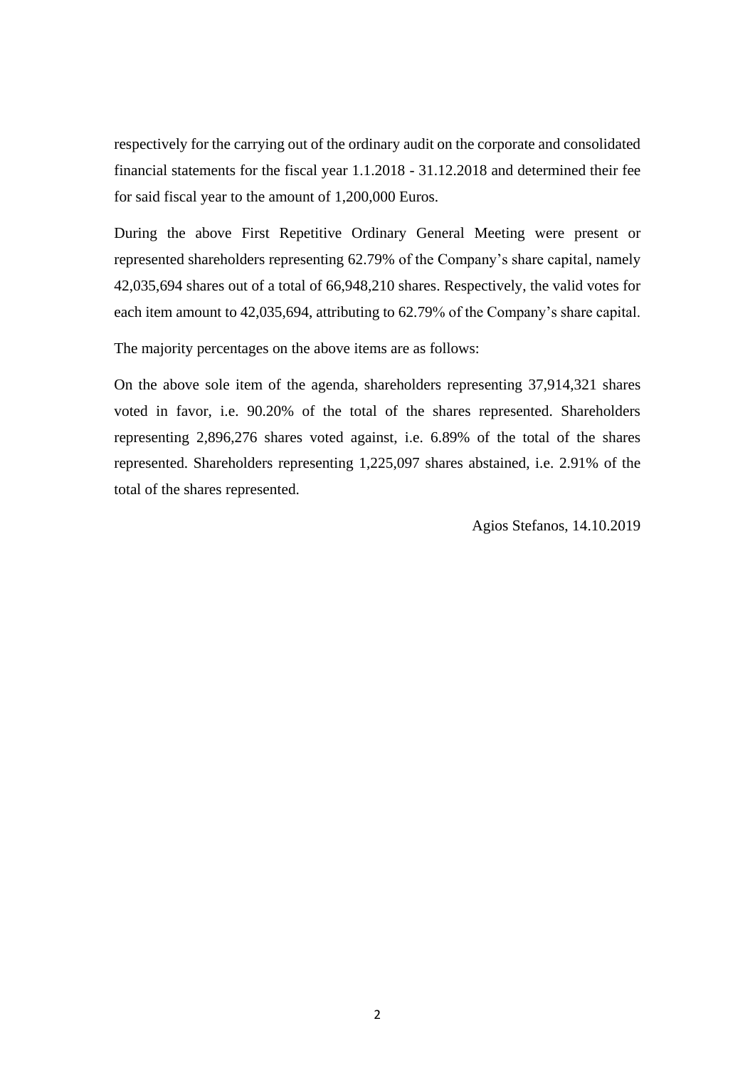respectively for the carrying out of the ordinary audit on the corporate and consolidated financial statements for the fiscal year 1.1.2018 - 31.12.2018 and determined their fee for said fiscal year to the amount of 1,200,000 Euros.

During the above First Repetitive Ordinary General Meeting were present or represented shareholders representing 62.79% of the Company's share capital, namely 42,035,694 shares out of a total of 66,948,210 shares. Respectively, the valid votes for each item amount to 42,035,694, attributing to 62.79% of the Company's share capital.

The majority percentages on the above items are as follows:

On the above sole item of the agenda, shareholders representing 37,914,321 shares voted in favor, i.e. 90.20% of the total of the shares represented. Shareholders representing 2,896,276 shares voted against, i.e. 6.89% of the total of the shares represented. Shareholders representing 1,225,097 shares abstained, i.e. 2.91% of the total of the shares represented.

Agios Stefanos, 14.10.2019